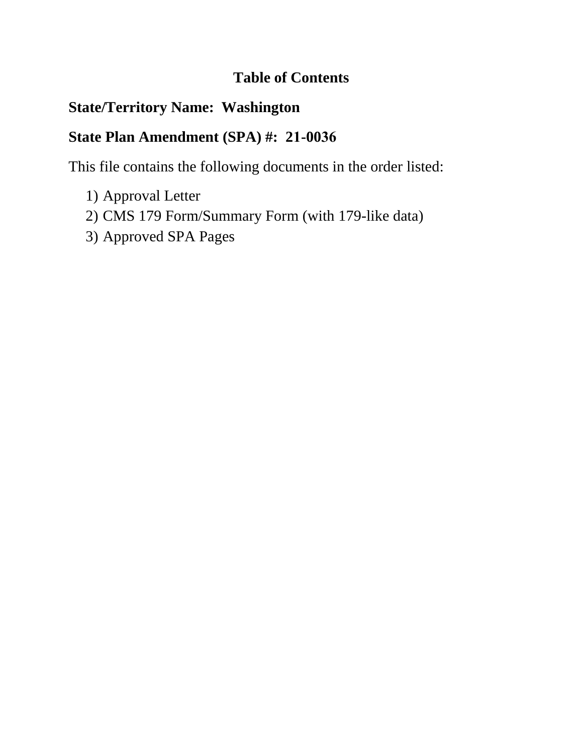# Table of Contents

**State/Territory Name: Washington**

**State Plan Amendment (SPA) #: 21-0036**

This file contains the following documents in the order listed:

1) Approval Letter
2) CMS 179 Form/Summary Form (with 179-like data)
3) Approved SPA Pages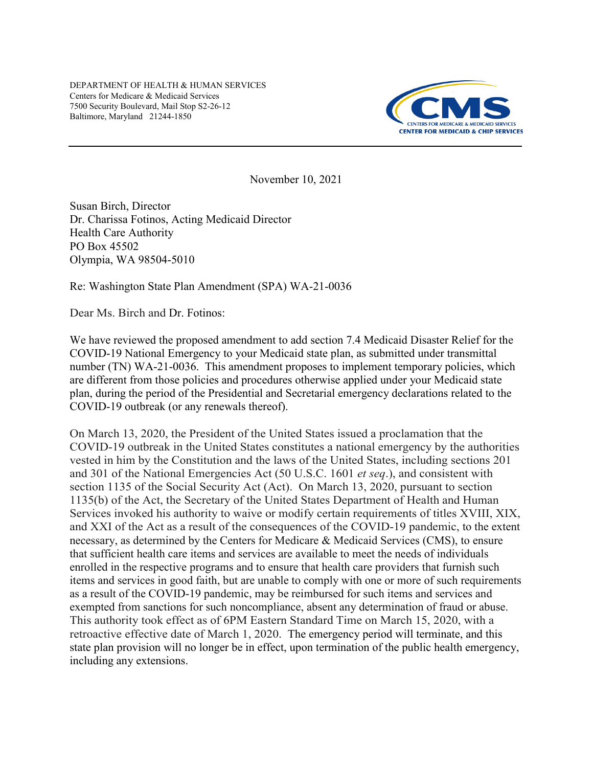DEPARTMENT OF HEALTH & HUMAN SERVICES
Centers for Medicare & Medicaid Services
7500 Security Boulevard, Mail Stop S2-26-12
Baltimore, Maryland 21244-1850

CMS
CENTERS FOR MEDICARE & MEDICAID SERVICES
CENTER FOR MEDICAID & CHIP SERVICES

November 10, 2021

Susan Birch, Director
Dr. Charissa Fotinos, Acting Medicaid Director
Health Care Authority
PO Box 45502
Olympia, WA 98504-5010

Re: Washington State Plan Amendment (SPA) WA-21-0036

Dear Ms. Birch and Dr. Fotinos:

We have reviewed the proposed amendment to add section 7.4 Medicaid Disaster Relief for the COVID-19 National Emergency to your Medicaid state plan, as submitted under transmittal number (TN) WA-21-0036. This amendment proposes to implement temporary policies, which are different from those policies and procedures otherwise applied under your Medicaid state plan, during the period of the Presidential and Secretarial emergency declarations related to the COVID-19 outbreak (or any renewals thereof).

On March 13, 2020, the President of the United States issued a proclamation that the COVID-19 outbreak in the United States constitutes a national emergency by the authorities vested in him by the Constitution and the laws of the United States, including sections 201 and 301 of the National Emergencies Act (50 U.S.C. 1601 *et seq*.), and consistent with section 1135 of the Social Security Act (Act). On March 13, 2020, pursuant to section 1135(b) of the Act, the Secretary of the United States Department of Health and Human Services invoked his authority to waive or modify certain requirements of titles XVIII, XIX, and XXI of the Act as a result of the consequences of the COVID-19 pandemic, to the extent necessary, as determined by the Centers for Medicare & Medicaid Services (CMS), to ensure that sufficient health care items and services are available to meet the needs of individuals enrolled in the respective programs and to ensure that health care providers that furnish such items and services in good faith, but are unable to comply with one or more of such requirements as a result of the COVID-19 pandemic, may be reimbursed for such items and services and exempted from sanctions for such noncompliance, absent any determination of fraud or abuse. This authority took effect as of 6PM Eastern Standard Time on March 15, 2020, with a retroactive effective date of March 1, 2020. The emergency period will terminate, and this state plan provision will no longer be in effect, upon termination of the public health emergency, including any extensions.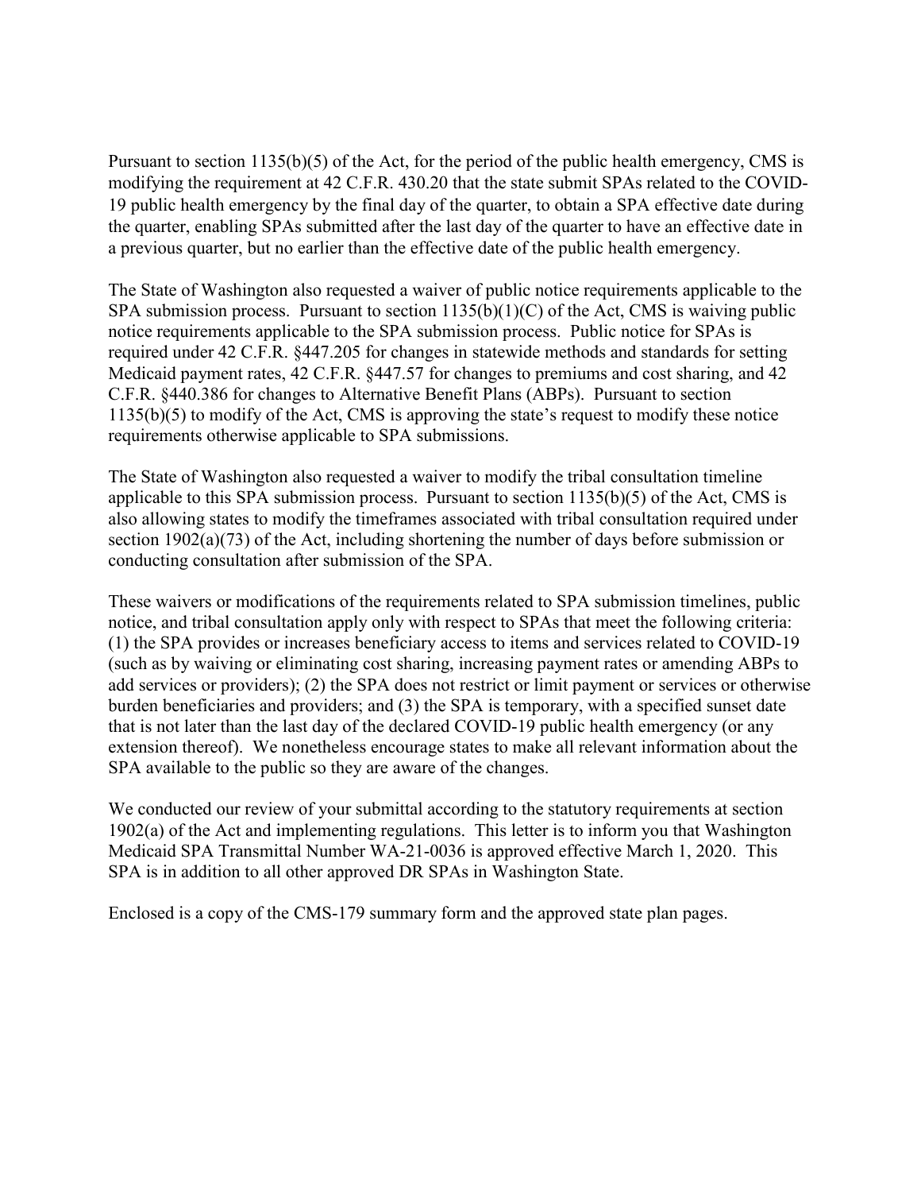Pursuant to section 1135(b)(5) of the Act, for the period of the public health emergency, CMS is modifying the requirement at 42 C.F.R. 430.20 that the state submit SPAs related to the COVID-19 public health emergency by the final day of the quarter, to obtain a SPA effective date during the quarter, enabling SPAs submitted after the last day of the quarter to have an effective date in a previous quarter, but no earlier than the effective date of the public health emergency.

The State of Washington also requested a waiver of public notice requirements applicable to the SPA submission process. Pursuant to section 1135(b)(1)(C) of the Act, CMS is waiving public notice requirements applicable to the SPA submission process. Public notice for SPAs is required under 42 C.F.R. §447.205 for changes in statewide methods and standards for setting Medicaid payment rates, 42 C.F.R. §447.57 for changes to premiums and cost sharing, and 42 C.F.R. §440.386 for changes to Alternative Benefit Plans (ABPs). Pursuant to section 1135(b)(5) to modify of the Act, CMS is approving the state's request to modify these notice requirements otherwise applicable to SPA submissions.

The State of Washington also requested a waiver to modify the tribal consultation timeline applicable to this SPA submission process. Pursuant to section 1135(b)(5) of the Act, CMS is also allowing states to modify the timeframes associated with tribal consultation required under section 1902(a)(73) of the Act, including shortening the number of days before submission or conducting consultation after submission of the SPA.

These waivers or modifications of the requirements related to SPA submission timelines, public notice, and tribal consultation apply only with respect to SPAs that meet the following criteria: (1) the SPA provides or increases beneficiary access to items and services related to COVID-19 (such as by waiving or eliminating cost sharing, increasing payment rates or amending ABPs to add services or providers); (2) the SPA does not restrict or limit payment or services or otherwise burden beneficiaries and providers; and (3) the SPA is temporary, with a specified sunset date that is not later than the last day of the declared COVID-19 public health emergency (or any extension thereof). We nonetheless encourage states to make all relevant information about the SPA available to the public so they are aware of the changes.

We conducted our review of your submittal according to the statutory requirements at section 1902(a) of the Act and implementing regulations. This letter is to inform you that Washington Medicaid SPA Transmittal Number WA-21-0036 is approved effective March 1, 2020. This SPA is in addition to all other approved DR SPAs in Washington State.

Enclosed is a copy of the CMS-179 summary form and the approved state plan pages.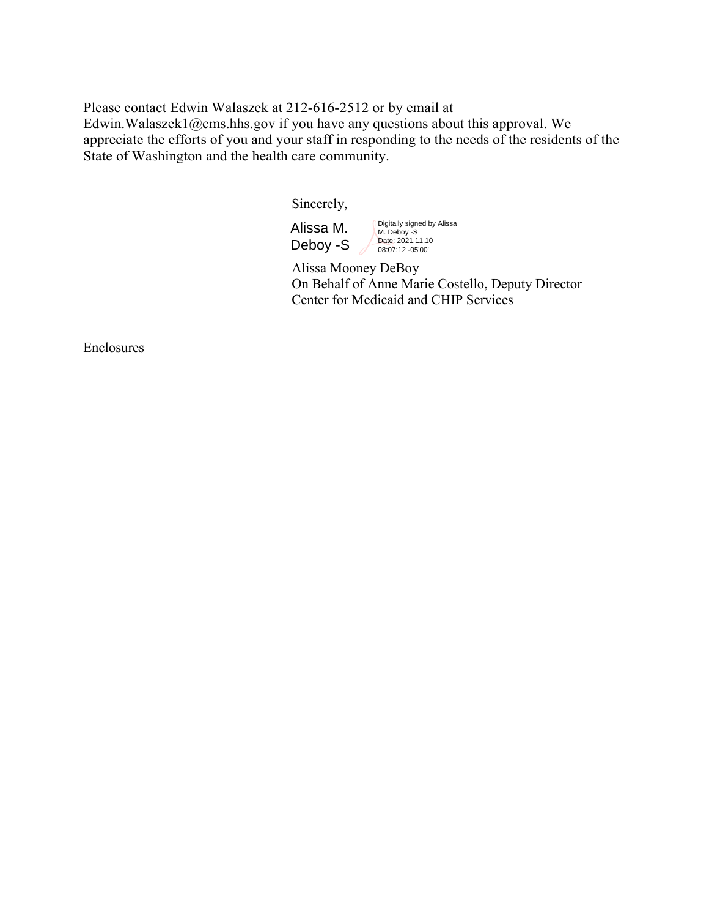Please contact Edwin Walaszek at 212-616-2512 or by email at Edwin.Walaszek1@cms.hhs.gov if you have any questions about this approval. We appreciate the efforts of you and your staff in responding to the needs of the residents of the State of Washington and the health care community.

Sincerely,

Alissa M. Deboy -S

Digitally signed by Alissa M. Deboy -S
Date: 2021.11.10 08:07:12 -05'00'

Alissa Mooney DeBoy
On Behalf of Anne Marie Costello, Deputy Director
Center for Medicaid and CHIP Services

Enclosures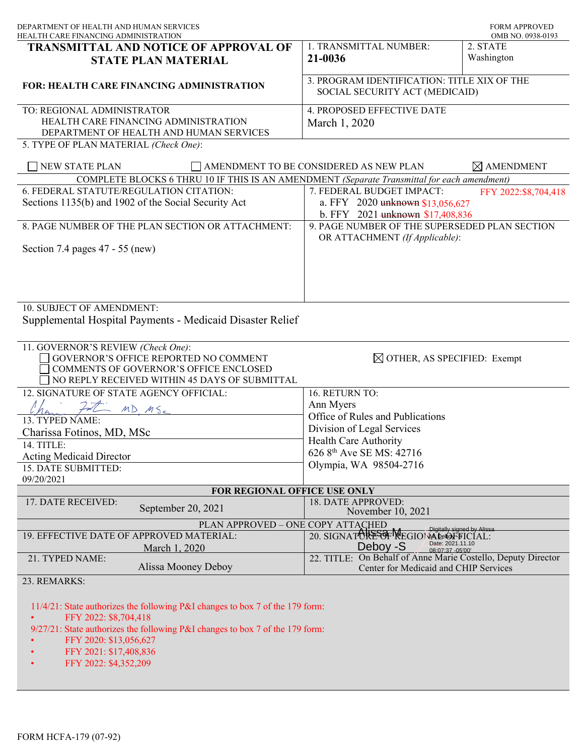DEPARTMENT OF HEALTH AND HUMAN SERVICES
HEALTH CARE FINANCING ADMINISTRATION

FORM APPROVED
OMB NO. 0938-0193

| **TRANSMITTAL AND NOTICE OF APPROVAL OF STATE PLAN MATERIAL** | 1. TRANSMITTAL NUMBER: **21-0036** | 2. STATE Washington |
|---|---|---|
| **FOR: HEALTH CARE FINANCING ADMINISTRATION** | 3. PROGRAM IDENTIFICATION: TITLE XIX OF THE SOCIAL SECURITY ACT (MEDICAID) | |
| TO: REGIONAL ADMINISTRATOR<br>HEALTH CARE FINANCING ADMINISTRATION<br>DEPARTMENT OF HEALTH AND HUMAN SERVICES | 4. PROPOSED EFFECTIVE DATE<br>March 1, 2020 | |

5. TYPE OF PLAN MATERIAL *(Check One)*:

☐ NEW STATE PLAN ☐ AMENDMENT TO BE CONSIDERED AS NEW PLAN ☒ AMENDMENT

COMPLETE BLOCKS 6 THRU 10 IF THIS IS AN AMENDMENT *(Separate Transmittal for each amendment)*

| 6. FEDERAL STATUTE/REGULATION CITATION:<br>Sections 1135(b) and 1902 of the Social Security Act | 7. FEDERAL BUDGET IMPACT: FFY 2022:$8,704,418<br>a. FFY 2020 ~~unknown~~ $13,056,627<br>b. FFY 2021 ~~unknown~~ $17,408,836 |
|---|---|
| 8. PAGE NUMBER OF THE PLAN SECTION OR ATTACHMENT:<br><br>Section 7.4 pages 47 - 55 (new) | 9. PAGE NUMBER OF THE SUPERSEDED PLAN SECTION OR ATTACHMENT *(If Applicable)*: |

10. SUBJECT OF AMENDMENT:
Supplemental Hospital Payments - Medicaid Disaster Relief

11. GOVERNOR'S REVIEW *(Check One)*:
☐ GOVERNOR'S OFFICE REPORTED NO COMMENT
☐ COMMENTS OF GOVERNOR'S OFFICE ENCLOSED
☐ NO REPLY RECEIVED WITHIN 45 DAYS OF SUBMITTAL
☒ OTHER, AS SPECIFIED: Exempt

| 12. SIGNATURE OF STATE AGENCY OFFICIAL:<br>Charissa Fotinos MD, MSc | 16. RETURN TO:<br>Ann Myers<br>Office of Rules and Publications<br>Division of Legal Services<br>Health Care Authority<br>626 8th Ave SE MS: 42716<br>Olympia, WA 98504-2716 |
|---|---|
| 13. TYPED NAME:<br>Charissa Fotinos, MD, MSc | |
| 14. TITLE:<br>Acting Medicaid Director | |
| 15. DATE SUBMITTED:<br>09/20/2021 | |

**FOR REGIONAL OFFICE USE ONLY**

| 17. DATE RECEIVED: September 20, 2021 | 18. DATE APPROVED: November 10, 2021 |
|---|---|

PLAN APPROVED – ONE COPY ATTACHED

| 19. EFFECTIVE DATE OF APPROVED MATERIAL: March 1, 2020 | 20. SIGNATURE OF REGIONAL OFFICIAL: Alissa M Deboy -S (Digitally signed by Alissa M Deboy -S Date: 2021.11.10 08:07:37 -05'00') |
|---|---|
| 21. TYPED NAME: Alissa Mooney Deboy | 22. TITLE: On Behalf of Anne Marie Costello, Deputy Director Center for Medicaid and CHIP Services |

23. REMARKS:

11/4/21: State authorizes the following P&I changes to box 7 of the 179 form:
- FFY 2022: $8,704,418

9/27/21: State authorizes the following P&I changes to box 7 of the 179 form:
- FFY 2020: $13,056,627
- FFY 2021: $17,408,836
- FFY 2022: $4,352,209

FORM HCFA-179 (07-92)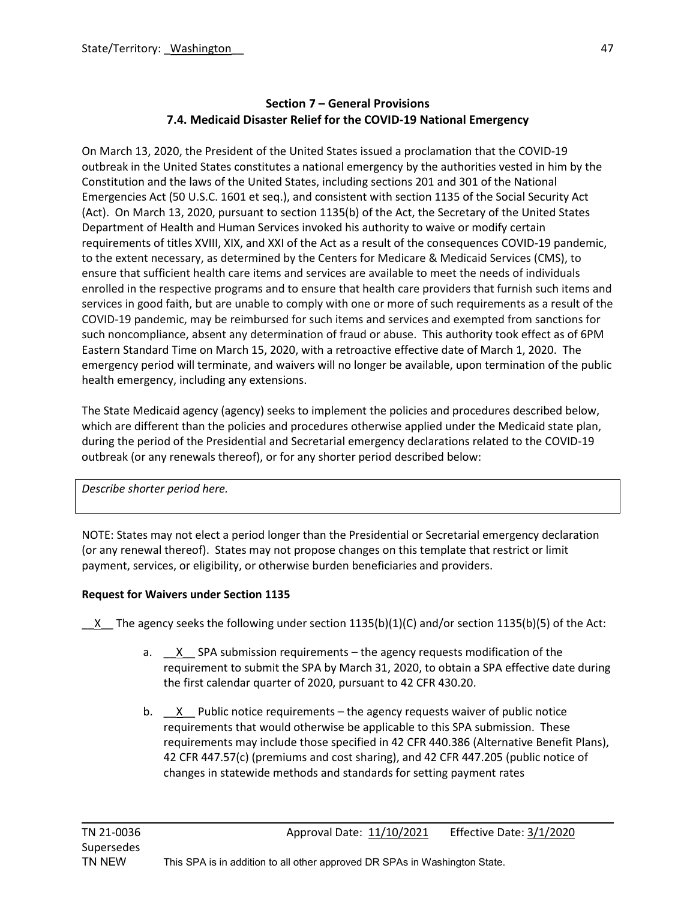State/Territory: Washington

## Section 7 – General Provisions
## 7.4. Medicaid Disaster Relief for the COVID-19 National Emergency

On March 13, 2020, the President of the United States issued a proclamation that the COVID-19 outbreak in the United States constitutes a national emergency by the authorities vested in him by the Constitution and the laws of the United States, including sections 201 and 301 of the National Emergencies Act (50 U.S.C. 1601 et seq.), and consistent with section 1135 of the Social Security Act (Act). On March 13, 2020, pursuant to section 1135(b) of the Act, the Secretary of the United States Department of Health and Human Services invoked his authority to waive or modify certain requirements of titles XVIII, XIX, and XXI of the Act as a result of the consequences COVID-19 pandemic, to the extent necessary, as determined by the Centers for Medicare & Medicaid Services (CMS), to ensure that sufficient health care items and services are available to meet the needs of individuals enrolled in the respective programs and to ensure that health care providers that furnish such items and services in good faith, but are unable to comply with one or more of such requirements as a result of the COVID-19 pandemic, may be reimbursed for such items and services and exempted from sanctions for such noncompliance, absent any determination of fraud or abuse. This authority took effect as of 6PM Eastern Standard Time on March 15, 2020, with a retroactive effective date of March 1, 2020. The emergency period will terminate, and waivers will no longer be available, upon termination of the public health emergency, including any extensions.

The State Medicaid agency (agency) seeks to implement the policies and procedures described below, which are different than the policies and procedures otherwise applied under the Medicaid state plan, during the period of the Presidential and Secretarial emergency declarations related to the COVID-19 outbreak (or any renewals thereof), or for any shorter period described below:

| *Describe shorter period here.* |
|---|

NOTE: States may not elect a period longer than the Presidential or Secretarial emergency declaration (or any renewal thereof). States may not propose changes on this template that restrict or limit payment, services, or eligibility, or otherwise burden beneficiaries and providers.

**Request for Waivers under Section 1135**

__X__ The agency seeks the following under section 1135(b)(1)(C) and/or section 1135(b)(5) of the Act:

a. __X__ SPA submission requirements – the agency requests modification of the requirement to submit the SPA by March 31, 2020, to obtain a SPA effective date during the first calendar quarter of 2020, pursuant to 42 CFR 430.20.

b. __X__ Public notice requirements – the agency requests waiver of public notice requirements that would otherwise be applicable to this SPA submission. These requirements may include those specified in 42 CFR 440.386 (Alternative Benefit Plans), 42 CFR 447.57(c) (premiums and cost sharing), and 42 CFR 447.205 (public notice of changes in statewide methods and standards for setting payment rates

TN 21-0036 Supersedes TN NEW — Approval Date: 11/10/2021 — Effective Date: 3/1/2020

This SPA is in addition to all other approved DR SPAs in Washington State.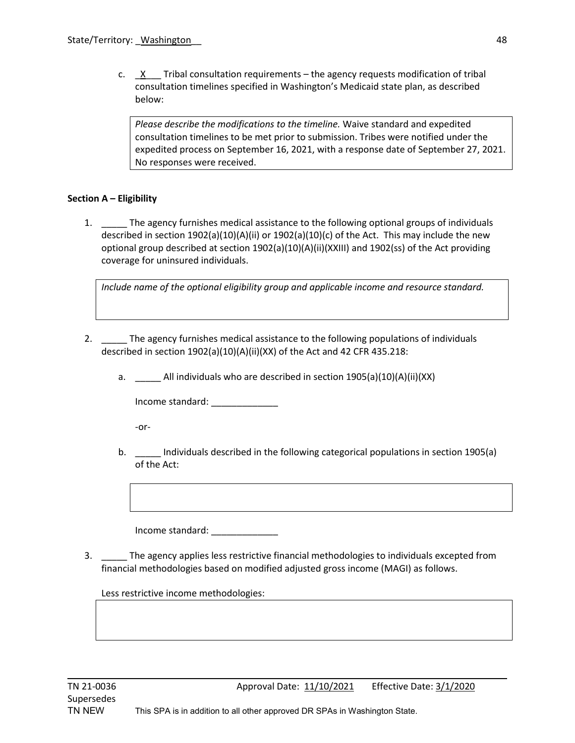c. _X___ Tribal consultation requirements – the agency requests modification of tribal consultation timelines specified in Washington's Medicaid state plan, as described below:

| *Please describe the modifications to the timeline.* Waive standard and expedited consultation timelines to be met prior to submission. Tribes were notified under the expedited process on September 16, 2021, with a response date of September 27, 2021. No responses were received. |
|---|

**Section A – Eligibility**

1. _____ The agency furnishes medical assistance to the following optional groups of individuals described in section 1902(a)(10)(A)(ii) or 1902(a)(10)(c) of the Act. This may include the new optional group described at section 1902(a)(10)(A)(ii)(XXIII) and 1902(ss) of the Act providing coverage for uninsured individuals.

| *Include name of the optional eligibility group and applicable income and resource standard.* |
|---|

2. _____ The agency furnishes medical assistance to the following populations of individuals described in section 1902(a)(10)(A)(ii)(XX) of the Act and 42 CFR 435.218:

   a. _____ All individuals who are described in section 1905(a)(10)(A)(ii)(XX)

   Income standard: _____________

   -or-

   b. _____ Individuals described in the following categorical populations in section 1905(a) of the Act:

   | |
   |---|

   Income standard: _____________

3. _____ The agency applies less restrictive financial methodologies to individuals excepted from financial methodologies based on modified adjusted gross income (MAGI) as follows.

   Less restrictive income methodologies:

   | |
   |---|

TN 21-0036 Approval Date: 11/10/2021 Effective Date: 3/1/2020
Supersedes
TN NEW This SPA is in addition to all other approved DR SPAs in Washington State.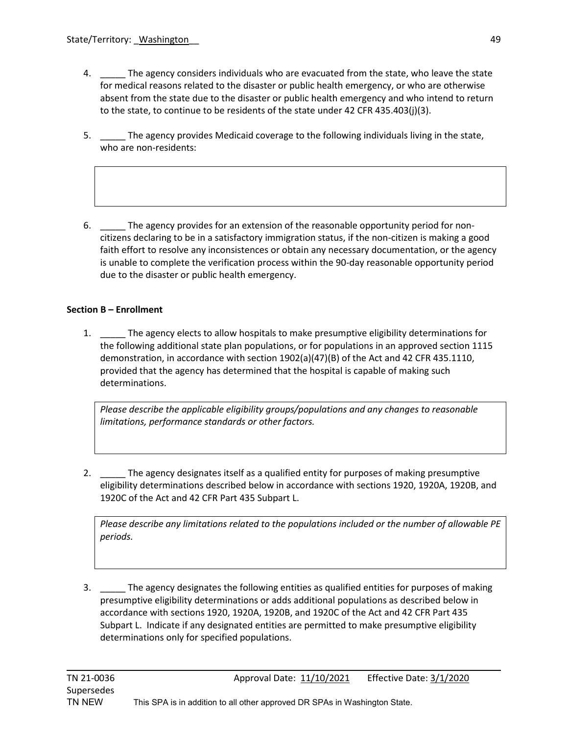4. _____ The agency considers individuals who are evacuated from the state, who leave the state for medical reasons related to the disaster or public health emergency, or who are otherwise absent from the state due to the disaster or public health emergency and who intend to return to the state, to continue to be residents of the state under 42 CFR 435.403(j)(3).

5. _____ The agency provides Medicaid coverage to the following individuals living in the state, who are non-residents:

| |
|---|
| |

6. _____ The agency provides for an extension of the reasonable opportunity period for non-citizens declaring to be in a satisfactory immigration status, if the non-citizen is making a good faith effort to resolve any inconsistences or obtain any necessary documentation, or the agency is unable to complete the verification process within the 90-day reasonable opportunity period due to the disaster or public health emergency.

**Section B – Enrollment**

1. _____ The agency elects to allow hospitals to make presumptive eligibility determinations for the following additional state plan populations, or for populations in an approved section 1115 demonstration, in accordance with section 1902(a)(47)(B) of the Act and 42 CFR 435.1110, provided that the agency has determined that the hospital is capable of making such determinations.

| *Please describe the applicable eligibility groups/populations and any changes to reasonable limitations, performance standards or other factors.* |
|---|

2. _____ The agency designates itself as a qualified entity for purposes of making presumptive eligibility determinations described below in accordance with sections 1920, 1920A, 1920B, and 1920C of the Act and 42 CFR Part 435 Subpart L.

| *Please describe any limitations related to the populations included or the number of allowable PE periods.* |
|---|

3. _____ The agency designates the following entities as qualified entities for purposes of making presumptive eligibility determinations or adds additional populations as described below in accordance with sections 1920, 1920A, 1920B, and 1920C of the Act and 42 CFR Part 435 Subpart L. Indicate if any designated entities are permitted to make presumptive eligibility determinations only for specified populations.

TN 21-0036 Approval Date: 11/10/2021 Effective Date: 3/1/2020
Supersedes
TN NEW This SPA is in addition to all other approved DR SPAs in Washington State.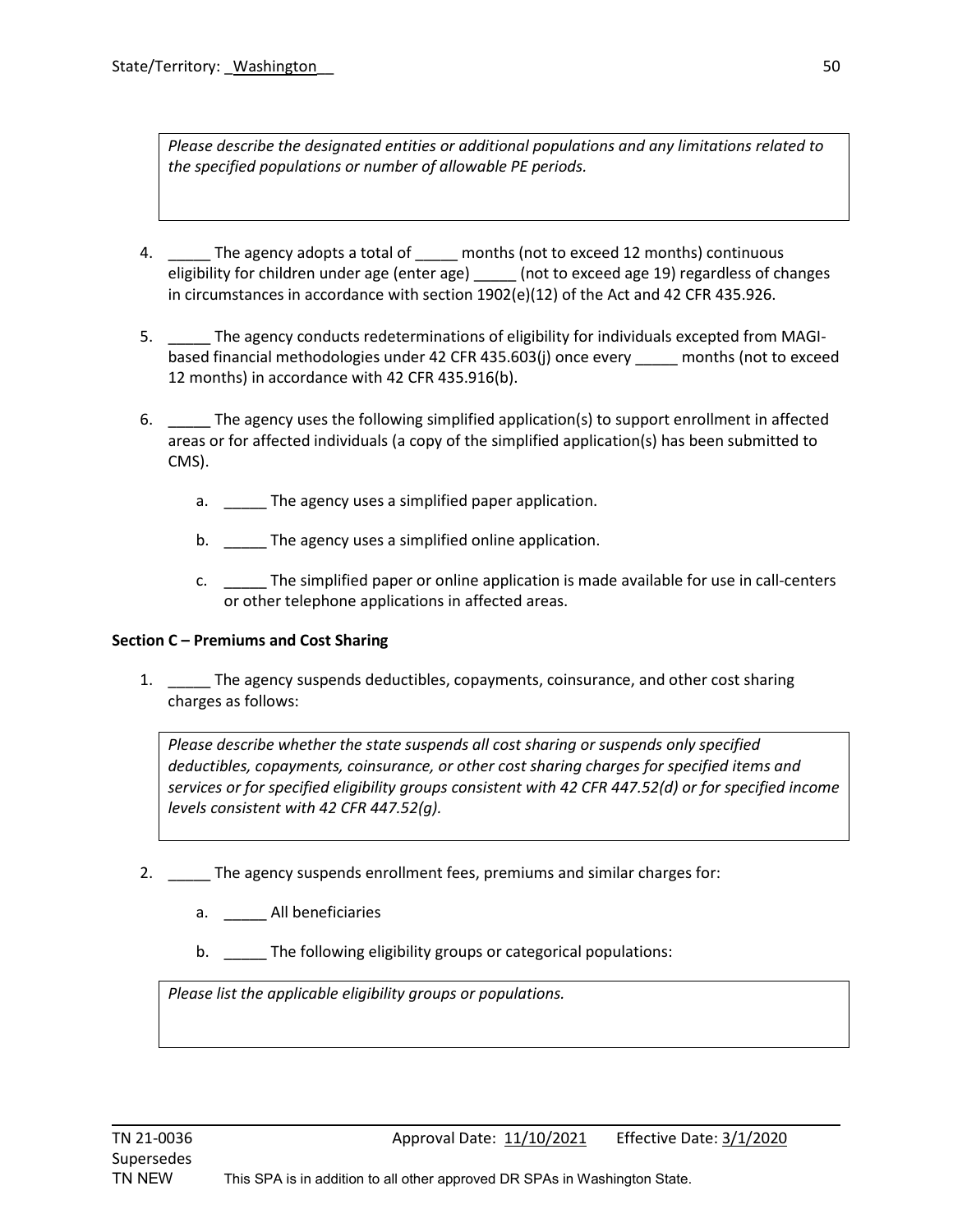*Please describe the designated entities or additional populations and any limitations related to the specified populations or number of allowable PE periods.*

4. _____ The agency adopts a total of _____ months (not to exceed 12 months) continuous eligibility for children under age (enter age) _____ (not to exceed age 19) regardless of changes in circumstances in accordance with section 1902(e)(12) of the Act and 42 CFR 435.926.

5. _____ The agency conducts redeterminations of eligibility for individuals excepted from MAGI-based financial methodologies under 42 CFR 435.603(j) once every _____ months (not to exceed 12 months) in accordance with 42 CFR 435.916(b).

6. _____ The agency uses the following simplified application(s) to support enrollment in affected areas or for affected individuals (a copy of the simplified application(s) has been submitted to CMS).

   a. _____ The agency uses a simplified paper application.

   b. _____ The agency uses a simplified online application.

   c. _____ The simplified paper or online application is made available for use in call-centers or other telephone applications in affected areas.

**Section C – Premiums and Cost Sharing**

1. _____ The agency suspends deductibles, copayments, coinsurance, and other cost sharing charges as follows:

*Please describe whether the state suspends all cost sharing or suspends only specified deductibles, copayments, coinsurance, or other cost sharing charges for specified items and services or for specified eligibility groups consistent with 42 CFR 447.52(d) or for specified income levels consistent with 42 CFR 447.52(g).*

2. _____ The agency suspends enrollment fees, premiums and similar charges for:

   a. _____ All beneficiaries

   b. _____ The following eligibility groups or categorical populations:

*Please list the applicable eligibility groups or populations.*

TN 21-0036 Approval Date: 11/10/2021 Effective Date: 3/1/2020
Supersedes
TN NEW This SPA is in addition to all other approved DR SPAs in Washington State.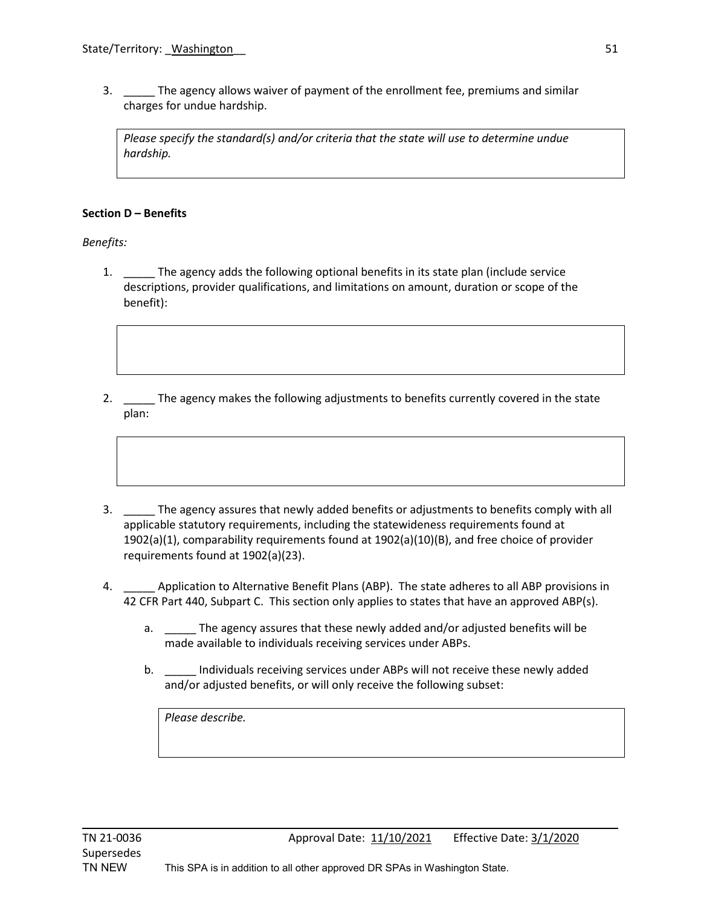3. _____ The agency allows waiver of payment of the enrollment fee, premiums and similar charges for undue hardship.

> *Please specify the standard(s) and/or criteria that the state will use to determine undue hardship.*

**Section D – Benefits**

*Benefits:*

1. _____ The agency adds the following optional benefits in its state plan (include service descriptions, provider qualifications, and limitations on amount, duration or scope of the benefit):

2. _____ The agency makes the following adjustments to benefits currently covered in the state plan:

3. _____ The agency assures that newly added benefits or adjustments to benefits comply with all applicable statutory requirements, including the statewideness requirements found at 1902(a)(1), comparability requirements found at 1902(a)(10)(B), and free choice of provider requirements found at 1902(a)(23).

4. _____ Application to Alternative Benefit Plans (ABP). The state adheres to all ABP provisions in 42 CFR Part 440, Subpart C. This section only applies to states that have an approved ABP(s).

   a. _____ The agency assures that these newly added and/or adjusted benefits will be made available to individuals receiving services under ABPs.

   b. _____ Individuals receiving services under ABPs will not receive these newly added and/or adjusted benefits, or will only receive the following subset:

   > *Please describe.*

TN 21-0036 Approval Date: 11/10/2021 Effective Date: 3/1/2020
Supersedes
TN NEW This SPA is in addition to all other approved DR SPAs in Washington State.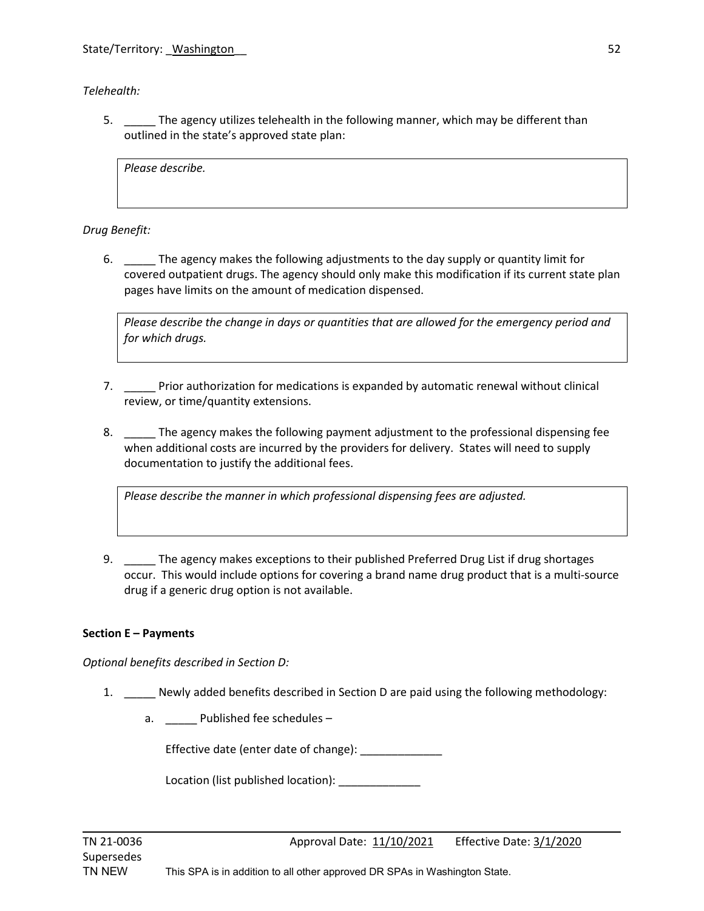*Telehealth:*

5. _____ The agency utilizes telehealth in the following manner, which may be different than outlined in the state's approved state plan:

| *Please describe.* |
|---|

*Drug Benefit:*

6. _____ The agency makes the following adjustments to the day supply or quantity limit for covered outpatient drugs. The agency should only make this modification if its current state plan pages have limits on the amount of medication dispensed.

| *Please describe the change in days or quantities that are allowed for the emergency period and for which drugs.* |
|---|

7. _____ Prior authorization for medications is expanded by automatic renewal without clinical review, or time/quantity extensions.

8. _____ The agency makes the following payment adjustment to the professional dispensing fee when additional costs are incurred by the providers for delivery. States will need to supply documentation to justify the additional fees.

| *Please describe the manner in which professional dispensing fees are adjusted.* |
|---|

9. _____ The agency makes exceptions to their published Preferred Drug List if drug shortages occur. This would include options for covering a brand name drug product that is a multi-source drug if a generic drug option is not available.

**Section E – Payments**

*Optional benefits described in Section D:*

1. _____ Newly added benefits described in Section D are paid using the following methodology:

   a. _____ Published fee schedules –

      Effective date (enter date of change): _____________

      Location (list published location): _____________

TN 21-0036 Approval Date: 11/10/2021 Effective Date: 3/1/2020
Supersedes
TN NEW This SPA is in addition to all other approved DR SPAs in Washington State.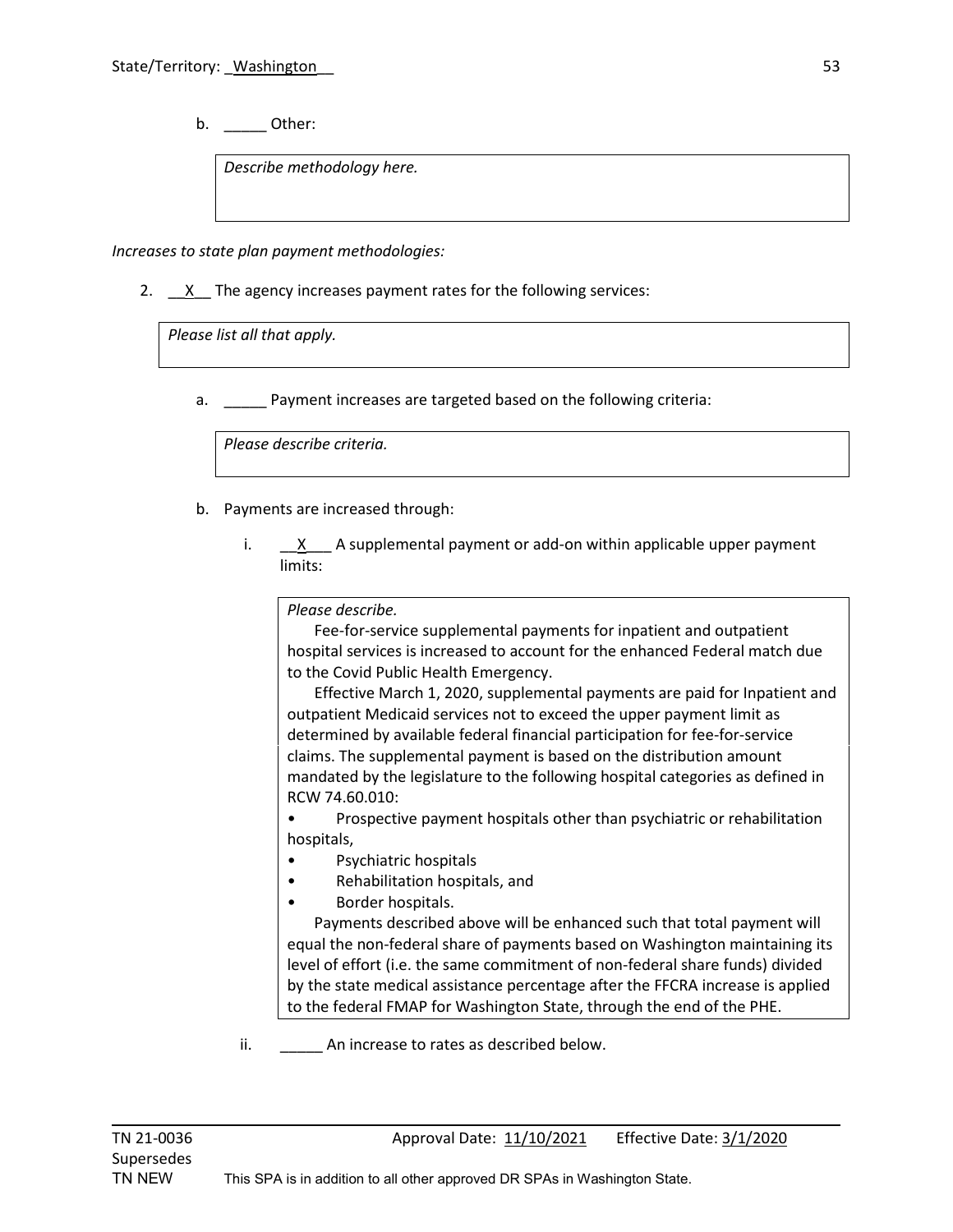State/Territory: Washington

b. _____ Other:

> *Describe methodology here.*

*Increases to state plan payment methodologies:*

2. __X__ The agency increases payment rates for the following services:

> *Please list all that apply.*

a. _____ Payment increases are targeted based on the following criteria:

> *Please describe criteria.*

b. Payments are increased through:

i. __X___ A supplemental payment or add-on within applicable upper payment limits:

> *Please describe.*
>
> Fee-for-service supplemental payments for inpatient and outpatient hospital services is increased to account for the enhanced Federal match due to the Covid Public Health Emergency.
>
> Effective March 1, 2020, supplemental payments are paid for Inpatient and outpatient Medicaid services not to exceed the upper payment limit as determined by available federal financial participation for fee-for-service claims. The supplemental payment is based on the distribution amount mandated by the legislature to the following hospital categories as defined in RCW 74.60.010:
>
> - Prospective payment hospitals other than psychiatric or rehabilitation hospitals,
> - Psychiatric hospitals
> - Rehabilitation hospitals, and
> - Border hospitals.
>
> Payments described above will be enhanced such that total payment will equal the non-federal share of payments based on Washington maintaining its level of effort (i.e. the same commitment of non-federal share funds) divided by the state medical assistance percentage after the FFCRA increase is applied to the federal FMAP for Washington State, through the end of the PHE.

ii. _____ An increase to rates as described below.

TN 21-0036 Approval Date: 11/10/2021 Effective Date: 3/1/2020
Supersedes
TN NEW This SPA is in addition to all other approved DR SPAs in Washington State.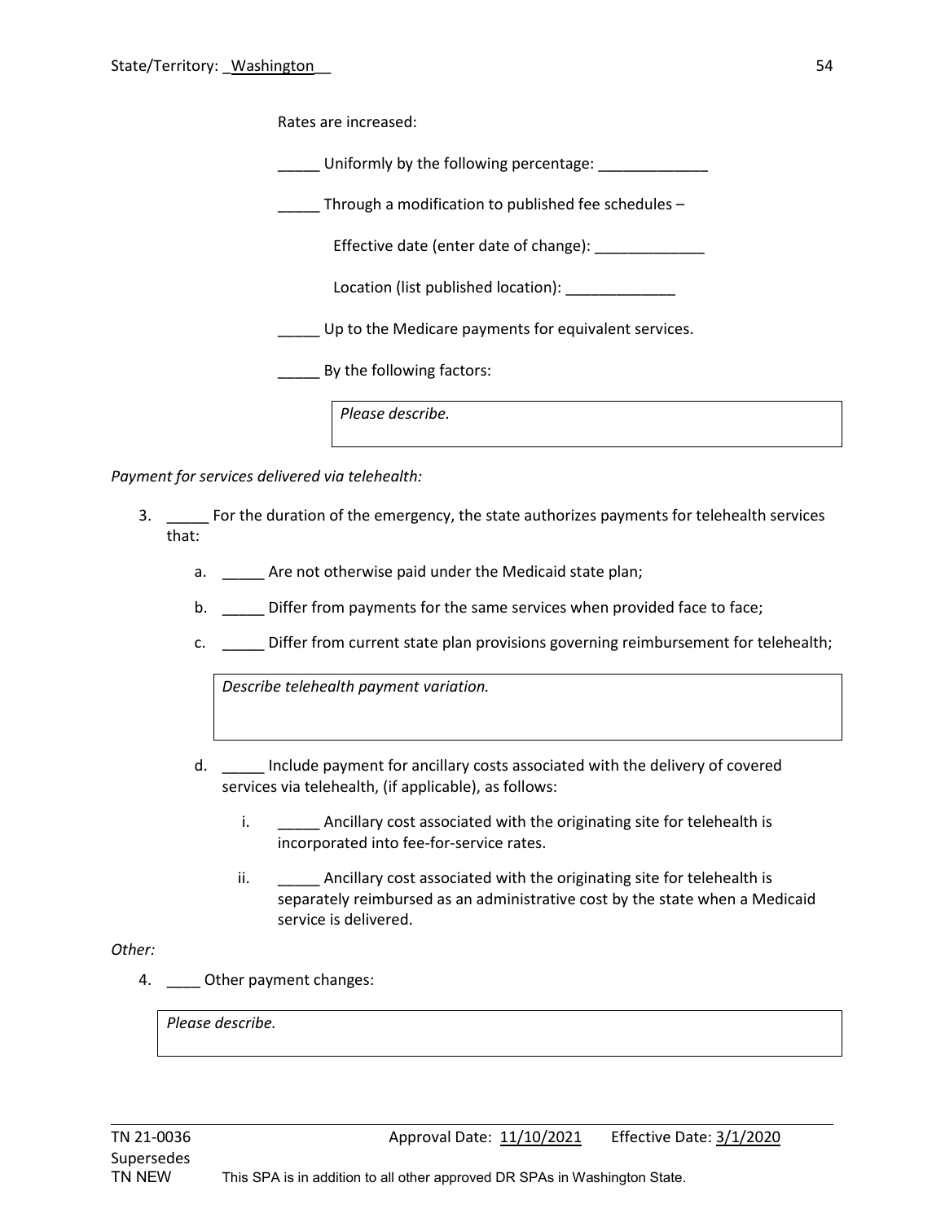Rates are increased:

_____ Uniformly by the following percentage: _____________

_____ Through a modification to published fee schedules –

Effective date (enter date of change): _____________

Location (list published location): _____________

_____ Up to the Medicare payments for equivalent services.

_____ By the following factors:

| *Please describe.* |
|---|

*Payment for services delivered via telehealth:*

3. _____ For the duration of the emergency, the state authorizes payments for telehealth services that:

   a. _____ Are not otherwise paid under the Medicaid state plan;

   b. _____ Differ from payments for the same services when provided face to face;

   c. _____ Differ from current state plan provisions governing reimbursement for telehealth;

   | *Describe telehealth payment variation.* |
   |---|

   d. _____ Include payment for ancillary costs associated with the delivery of covered services via telehealth, (if applicable), as follows:

      i. _____ Ancillary cost associated with the originating site for telehealth is incorporated into fee-for-service rates.

      ii. _____ Ancillary cost associated with the originating site for telehealth is separately reimbursed as an administrative cost by the state when a Medicaid service is delivered.

*Other:*

4. ____ Other payment changes:

| *Please describe.* |
|---|

TN 21-0036 Approval Date: 11/10/2021 Effective Date: 3/1/2020

Supersedes
TN NEW This SPA is in addition to all other approved DR SPAs in Washington State.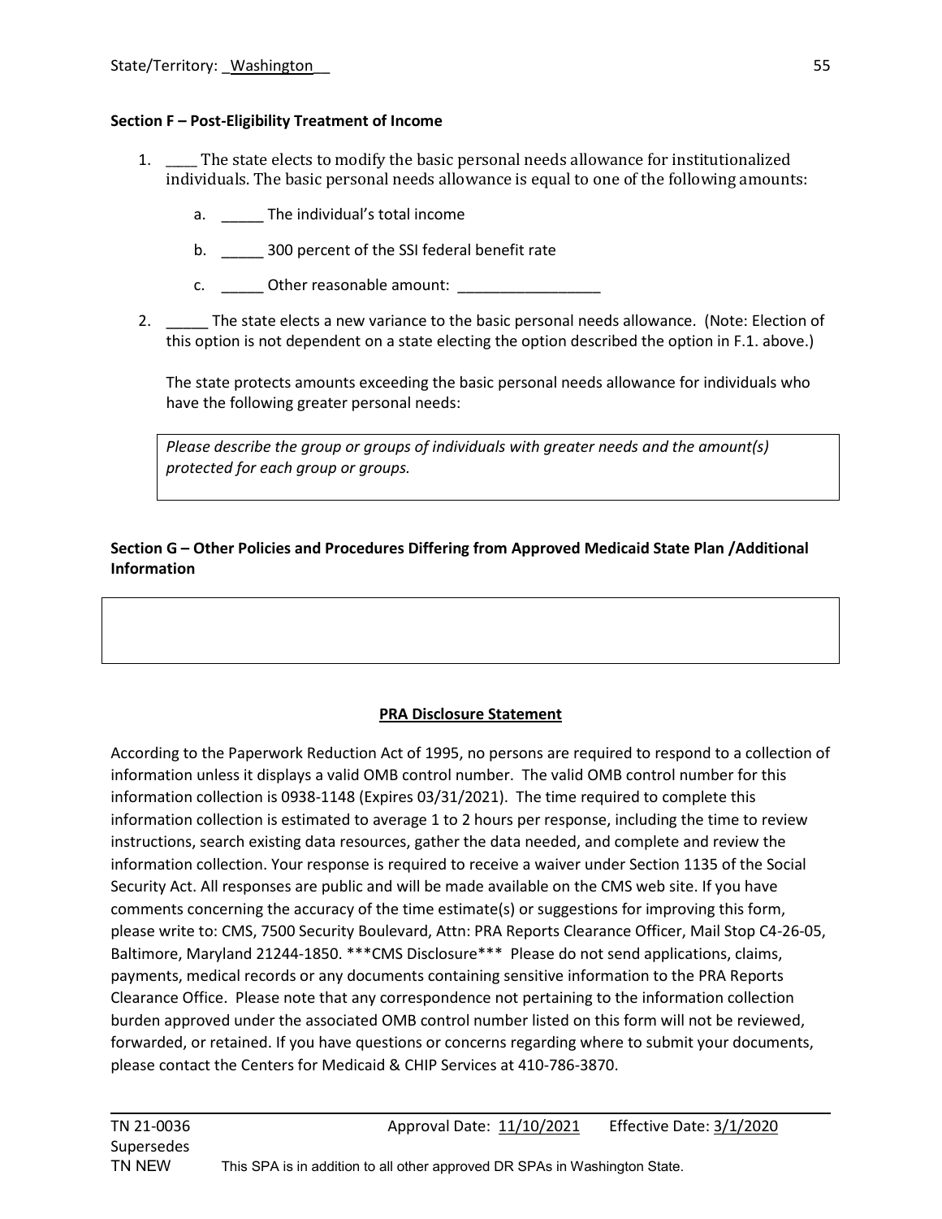### Section F – Post-Eligibility Treatment of Income

1. ____ The state elects to modify the basic personal needs allowance for institutionalized individuals. The basic personal needs allowance is equal to one of the following amounts:

   a. _____ The individual's total income

   b. _____ 300 percent of the SSI federal benefit rate

   c. _____ Other reasonable amount: _________________

2. _____ The state elects a new variance to the basic personal needs allowance. (Note: Election of this option is not dependent on a state electing the option described the option in F.1. above.)

   The state protects amounts exceeding the basic personal needs allowance for individuals who have the following greater personal needs:

   | |
   |---|
   | *Please describe the group or groups of individuals with greater needs and the amount(s) protected for each group or groups.* |

### Section G – Other Policies and Procedures Differing from Approved Medicaid State Plan /Additional Information

| |
|---|
| |

**PRA Disclosure Statement**

According to the Paperwork Reduction Act of 1995, no persons are required to respond to a collection of information unless it displays a valid OMB control number. The valid OMB control number for this information collection is 0938-1148 (Expires 03/31/2021). The time required to complete this information collection is estimated to average 1 to 2 hours per response, including the time to review instructions, search existing data resources, gather the data needed, and complete and review the information collection. Your response is required to receive a waiver under Section 1135 of the Social Security Act. All responses are public and will be made available on the CMS web site. If you have comments concerning the accuracy of the time estimate(s) or suggestions for improving this form, please write to: CMS, 7500 Security Boulevard, Attn: PRA Reports Clearance Officer, Mail Stop C4-26-05, Baltimore, Maryland 21244-1850. ***CMS Disclosure*** Please do not send applications, claims, payments, medical records or any documents containing sensitive information to the PRA Reports Clearance Office. Please note that any correspondence not pertaining to the information collection burden approved under the associated OMB control number listed on this form will not be reviewed, forwarded, or retained. If you have questions or concerns regarding where to submit your documents, please contact the Centers for Medicaid & CHIP Services at 410-786-3870.